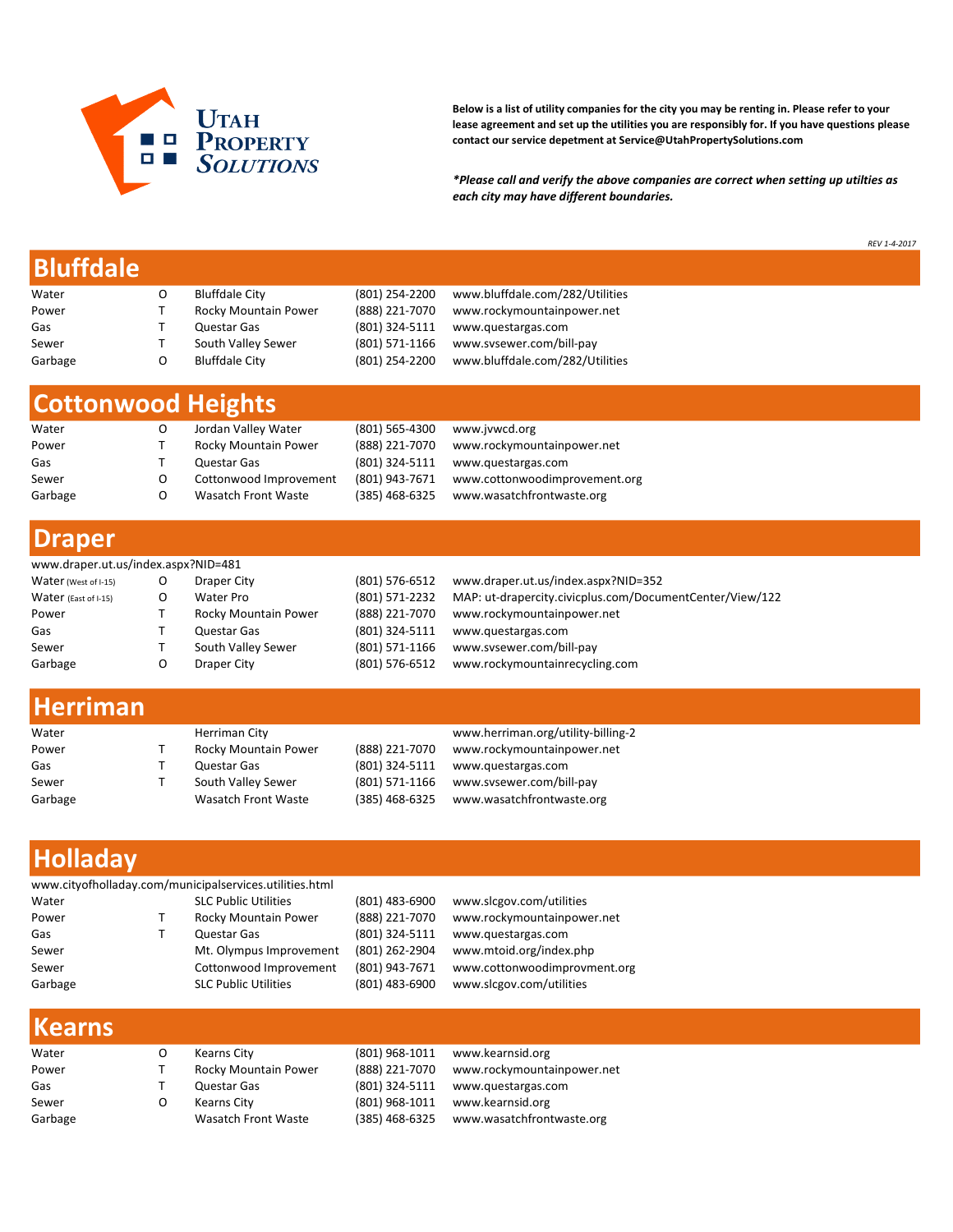**Utah Property Solutions**

**Below is a list of utility companies for the city you may be renting in. Please refer to your lease agreement and set up the utilities you are responsibly for. If you have questions please contact our service depetment at Service@UtahPropertySolutions.com**

***Please call and verify the above companies are correct when setting up utilties as each city may have different boundaries.***

*REV 1-4-2017*

## Bluffdale

| | | | | |
|---|---|---|---|---|
| Water | O | Bluffdale City | (801) 254-2200 | www.bluffdale.com/282/Utilities |
| Power | T | Rocky Mountain Power | (888) 221-7070 | www.rockymountainpower.net |
| Gas | T | Questar Gas | (801) 324-5111 | www.questargas.com |
| Sewer | T | South Valley Sewer | (801) 571-1166 | www.svsewer.com/bill-pay |
| Garbage | O | Bluffdale City | (801) 254-2200 | www.bluffdale.com/282/Utilities |

## Cottonwood Heights

| | | | | |
|---|---|---|---|---|
| Water | O | Jordan Valley Water | (801) 565-4300 | www.jvwcd.org |
| Power | T | Rocky Mountain Power | (888) 221-7070 | www.rockymountainpower.net |
| Gas | T | Questar Gas | (801) 324-5111 | www.questargas.com |
| Sewer | O | Cottonwood Improvement | (801) 943-7671 | www.cottonwoodimprovement.org |
| Garbage | O | Wasatch Front Waste | (385) 468-6325 | www.wasatchfrontwaste.org |

## Draper

www.draper.ut.us/index.aspx?NID=481

| | | | | |
|---|---|---|---|---|
| Water (West of I-15) | O | Draper City | (801) 576-6512 | www.draper.ut.us/index.aspx?NID=352 |
| Water (East of I-15) | O | Water Pro | (801) 571-2232 | MAP: ut-drapercity.civicplus.com/DocumentCenter/View/122 |
| Power | T | Rocky Mountain Power | (888) 221-7070 | www.rockymountainpower.net |
| Gas | T | Questar Gas | (801) 324-5111 | www.questargas.com |
| Sewer | T | South Valley Sewer | (801) 571-1166 | www.svsewer.com/bill-pay |
| Garbage | O | Draper City | (801) 576-6512 | www.rockymountainrecycling.com |

## Herriman

| | | | | |
|---|---|---|---|---|
| Water | | Herriman City | | www.herriman.org/utility-billing-2 |
| Power | T | Rocky Mountain Power | (888) 221-7070 | www.rockymountainpower.net |
| Gas | T | Questar Gas | (801) 324-5111 | www.questargas.com |
| Sewer | T | South Valley Sewer | (801) 571-1166 | www.svsewer.com/bill-pay |
| Garbage | | Wasatch Front Waste | (385) 468-6325 | www.wasatchfrontwaste.org |

## Holladay

www.cityofholladay.com/municipalservices.utilities.html

| | | | | |
|---|---|---|---|---|
| Water | | SLC Public Utilities | (801) 483-6900 | www.slcgov.com/utilities |
| Power | T | Rocky Mountain Power | (888) 221-7070 | www.rockymountainpower.net |
| Gas | T | Questar Gas | (801) 324-5111 | www.questargas.com |
| Sewer | | Mt. Olympus Improvement | (801) 262-2904 | www.mtoid.org/index.php |
| Sewer | | Cottonwood Improvement | (801) 943-7671 | www.cottonwoodimprovment.org |
| Garbage | | SLC Public Utilities | (801) 483-6900 | www.slcgov.com/utilities |

## Kearns

| | | | | |
|---|---|---|---|---|
| Water | O | Kearns City | (801) 968-1011 | www.kearnsid.org |
| Power | T | Rocky Mountain Power | (888) 221-7070 | www.rockymountainpower.net |
| Gas | T | Questar Gas | (801) 324-5111 | www.questargas.com |
| Sewer | O | Kearns City | (801) 968-1011 | www.kearnsid.org |
| Garbage | | Wasatch Front Waste | (385) 468-6325 | www.wasatchfrontwaste.org |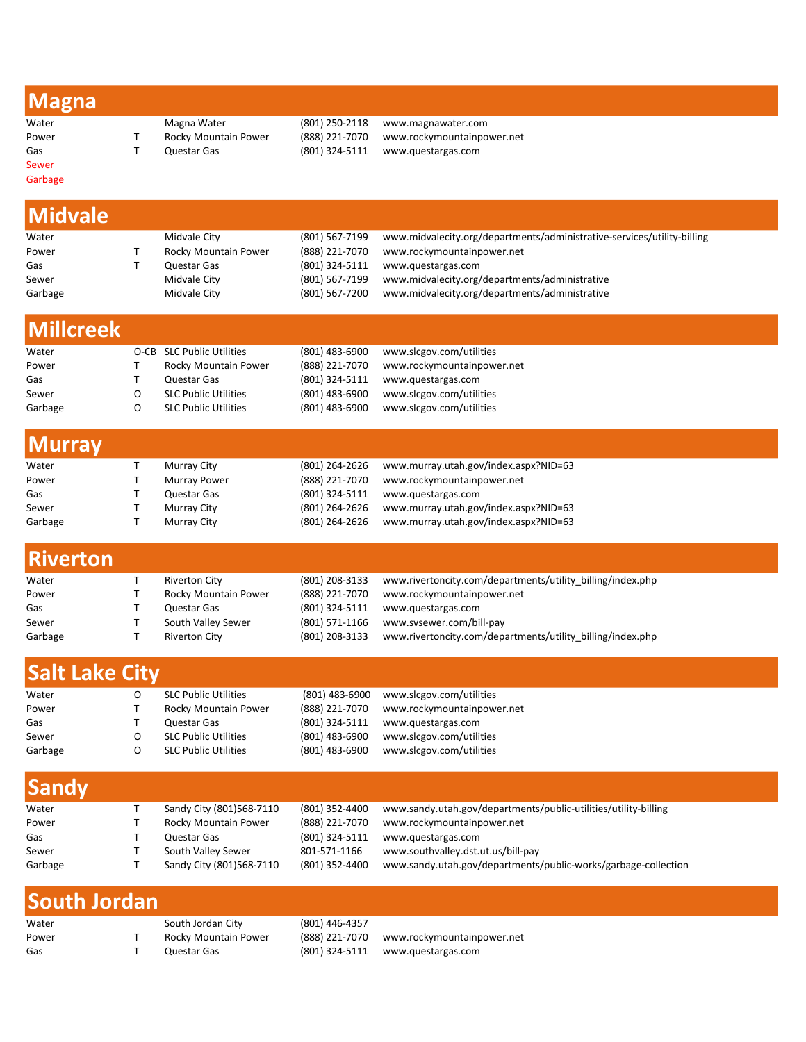## Magna

| | | | | |
|---|---|---|---|---|
| Water | | Magna Water | (801) 250-2118 | www.magnawater.com |
| Power | T | Rocky Mountain Power | (888) 221-7070 | www.rockymountainpower.net |
| Gas | T | Questar Gas | (801) 324-5111 | www.questargas.com |
| Sewer | | | | |
| Garbage | | | | |

## Midvale

| | | | | |
|---|---|---|---|---|
| Water | | Midvale City | (801) 567-7199 | www.midvalecity.org/departments/administrative-services/utility-billing |
| Power | T | Rocky Mountain Power | (888) 221-7070 | www.rockymountainpower.net |
| Gas | T | Questar Gas | (801) 324-5111 | www.questargas.com |
| Sewer | | Midvale City | (801) 567-7199 | www.midvalecity.org/departments/administrative |
| Garbage | | Midvale City | (801) 567-7200 | www.midvalecity.org/departments/administrative |

## Millcreek

| | | | | |
|---|---|---|---|---|
| Water | O-CB | SLC Public Utilities | (801) 483-6900 | www.slcgov.com/utilities |
| Power | T | Rocky Mountain Power | (888) 221-7070 | www.rockymountainpower.net |
| Gas | T | Questar Gas | (801) 324-5111 | www.questargas.com |
| Sewer | O | SLC Public Utilities | (801) 483-6900 | www.slcgov.com/utilities |
| Garbage | O | SLC Public Utilities | (801) 483-6900 | www.slcgov.com/utilities |

## Murray

| | | | | |
|---|---|---|---|---|
| Water | T | Murray City | (801) 264-2626 | www.murray.utah.gov/index.aspx?NID=63 |
| Power | T | Murray Power | (888) 221-7070 | www.rockymountainpower.net |
| Gas | T | Questar Gas | (801) 324-5111 | www.questargas.com |
| Sewer | T | Murray City | (801) 264-2626 | www.murray.utah.gov/index.aspx?NID=63 |
| Garbage | T | Murray City | (801) 264-2626 | www.murray.utah.gov/index.aspx?NID=63 |

## Riverton

| | | | | |
|---|---|---|---|---|
| Water | T | Riverton City | (801) 208-3133 | www.rivertoncity.com/departments/utility_billing/index.php |
| Power | T | Rocky Mountain Power | (888) 221-7070 | www.rockymountainpower.net |
| Gas | T | Questar Gas | (801) 324-5111 | www.questargas.com |
| Sewer | T | South Valley Sewer | (801) 571-1166 | www.svsewer.com/bill-pay |
| Garbage | T | Riverton City | (801) 208-3133 | www.rivertoncity.com/departments/utility_billing/index.php |

## Salt Lake City

| | | | | |
|---|---|---|---|---|
| Water | O | SLC Public Utilities | (801) 483-6900 | www.slcgov.com/utilities |
| Power | T | Rocky Mountain Power | (888) 221-7070 | www.rockymountainpower.net |
| Gas | T | Questar Gas | (801) 324-5111 | www.questargas.com |
| Sewer | O | SLC Public Utilities | (801) 483-6900 | www.slcgov.com/utilities |
| Garbage | O | SLC Public Utilities | (801) 483-6900 | www.slcgov.com/utilities |

## Sandy

| | | | | |
|---|---|---|---|---|
| Water | T | Sandy City (801)568-7110 | (801) 352-4400 | www.sandy.utah.gov/departments/public-utilities/utility-billing |
| Power | T | Rocky Mountain Power | (888) 221-7070 | www.rockymountainpower.net |
| Gas | T | Questar Gas | (801) 324-5111 | www.questargas.com |
| Sewer | T | South Valley Sewer | 801-571-1166 | www.southvalley.dst.ut.us/bill-pay |
| Garbage | T | Sandy City (801)568-7110 | (801) 352-4400 | www.sandy.utah.gov/departments/public-works/garbage-collection |

## South Jordan

| | | | | |
|---|---|---|---|---|
| Water | | South Jordan City | (801) 446-4357 | |
| Power | T | Rocky Mountain Power | (888) 221-7070 | www.rockymountainpower.net |
| Gas | T | Questar Gas | (801) 324-5111 | www.questargas.com |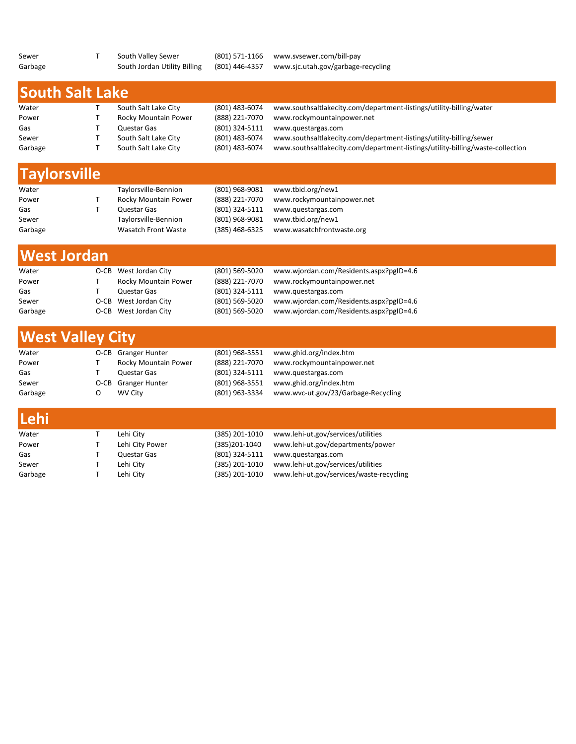| | | | | |
|---|---|---|---|---|
| Sewer | T | South Valley Sewer | (801) 571-1166 | www.svsewer.com/bill-pay |
| Garbage | | South Jordan Utility Billing | (801) 446-4357 | www.sjc.utah.gov/garbage-recycling |

## South Salt Lake

| | | | | |
|---|---|---|---|---|
| Water | T | South Salt Lake City | (801) 483-6074 | www.southsaltlakecity.com/department-listings/utility-billing/water |
| Power | T | Rocky Mountain Power | (888) 221-7070 | www.rockymountainpower.net |
| Gas | T | Questar Gas | (801) 324-5111 | www.questargas.com |
| Sewer | T | South Salt Lake City | (801) 483-6074 | www.southsaltlakecity.com/department-listings/utility-billing/sewer |
| Garbage | T | South Salt Lake City | (801) 483-6074 | www.southsaltlakecity.com/department-listings/utility-billing/waste-collection |

## Taylorsville

| | | | | |
|---|---|---|---|---|
| Water | | Taylorsville-Bennion | (801) 968-9081 | www.tbid.org/new1 |
| Power | T | Rocky Mountain Power | (888) 221-7070 | www.rockymountainpower.net |
| Gas | T | Questar Gas | (801) 324-5111 | www.questargas.com |
| Sewer | | Taylorsville-Bennion | (801) 968-9081 | www.tbid.org/new1 |
| Garbage | | Wasatch Front Waste | (385) 468-6325 | www.wasatchfrontwaste.org |

## West Jordan

| | | | | |
|---|---|---|---|---|
| Water | O-CB | West Jordan City | (801) 569-5020 | www.wjordan.com/Residents.aspx?pgID=4.6 |
| Power | T | Rocky Mountain Power | (888) 221-7070 | www.rockymountainpower.net |
| Gas | T | Questar Gas | (801) 324-5111 | www.questargas.com |
| Sewer | O-CB | West Jordan City | (801) 569-5020 | www.wjordan.com/Residents.aspx?pgID=4.6 |
| Garbage | O-CB | West Jordan City | (801) 569-5020 | www.wjordan.com/Residents.aspx?pgID=4.6 |

## West Valley City

| | | | | |
|---|---|---|---|---|
| Water | O-CB | Granger Hunter | (801) 968-3551 | www.ghid.org/index.htm |
| Power | T | Rocky Mountain Power | (888) 221-7070 | www.rockymountainpower.net |
| Gas | T | Questar Gas | (801) 324-5111 | www.questargas.com |
| Sewer | O-CB | Granger Hunter | (801) 968-3551 | www.ghid.org/index.htm |
| Garbage | O | WV City | (801) 963-3334 | www.wvc-ut.gov/23/Garbage-Recycling |

## Lehi

| | | | | |
|---|---|---|---|---|
| Water | T | Lehi City | (385) 201-1010 | www.lehi-ut.gov/services/utilities |
| Power | T | Lehi City Power | (385)201-1040 | www.lehi-ut.gov/departments/power |
| Gas | T | Questar Gas | (801) 324-5111 | www.questargas.com |
| Sewer | T | Lehi City | (385) 201-1010 | www.lehi-ut.gov/services/utilities |
| Garbage | T | Lehi City | (385) 201-1010 | www.lehi-ut.gov/services/waste-recycling |